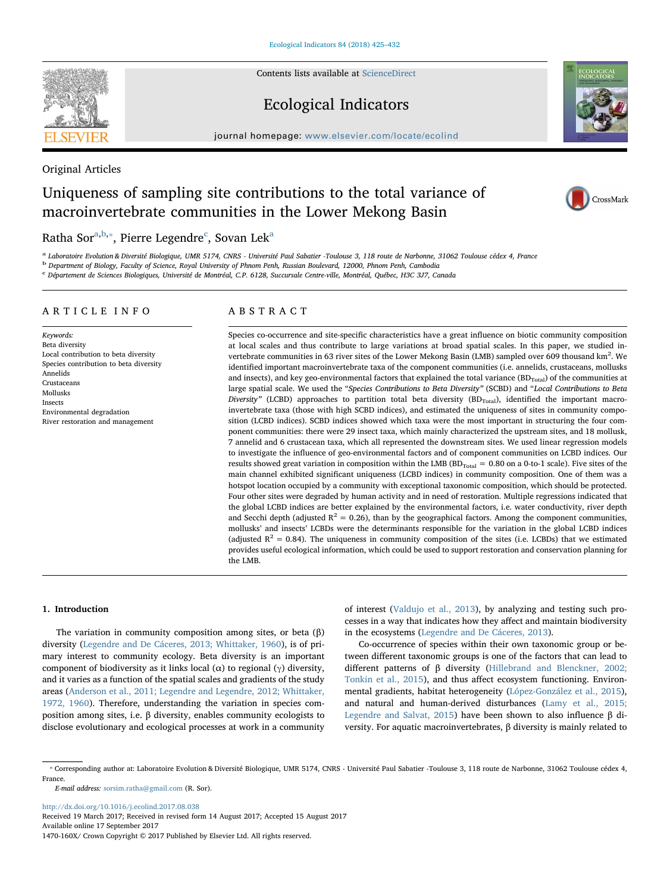Original Articles

# Uniqueness of sampling site contributions to the total variance of macroinvertebrate communities in the Lower Mekong Basin

Ratha Sor[a,b,*], Pierre Legendre[c], Sovan Lek[a]

[a] Laboratoire Evolution & Diversité Biologique, UMR 5174, CNRS - Université Paul Sabatier -Toulouse 3, 118 route de Narbonne, 31062 Toulouse cédex 4, France

[b] Department of Biology, Faculty of Science, Royal University of Phnom Penh, Russian Boulevard, 12000, Phnom Penh, Cambodia

[c] Département de Sciences Biologiques, Université de Montréal, C.P. 6128, Succursale Centre-ville, Montréal, Québec, H3C 3J7, Canada

## ARTICLE INFO

*Keywords:*
Beta diversity
Local contribution to beta diversity
Species contribution to beta diversity
Annelids
Crustaceans
Mollusks
Insects
Environmental degradation
River restoration and management

## ABSTRACT

Species co-occurrence and site-specific characteristics have a great influence on biotic community composition at local scales and thus contribute to large variations at broad spatial scales. In this paper, we studied invertebrate communities in 63 river sites of the Lower Mekong Basin (LMB) sampled over 609 thousand km$^2$. We identified important macroinvertebrate taxa of the component communities (i.e. annelids, crustaceans, mollusks and insects), and key geo-environmental factors that explained the total variance ($BD_{Total}$) of the communities at large spatial scale. We used the "*Species Contributions to Beta Diversity*" (SCBD) and "*Local Contributions to Beta Diversity*" (LCBD) approaches to partition total beta diversity ($BD_{Total}$), identified the important macroinvertebrate taxa (those with high SCBD indices), and estimated the uniqueness of sites in community composition (LCBD indices). SCBD indices showed which taxa were the most important in structuring the four component communities: there were 29 insect taxa, which mainly characterized the upstream sites, and 18 mollusk, 7 annelid and 6 crustacean taxa, which all represented the downstream sites. We used linear regression models to investigate the influence of geo-environmental factors and of component communities on LCBD indices. Our results showed great variation in composition within the LMB ($BD_{Total}$ = 0.80 on a 0-to-1 scale). Five sites of the main channel exhibited significant uniqueness (LCBD indices) in community composition. One of them was a hotspot location occupied by a community with exceptional taxonomic composition, which should be protected. Four other sites were degraded by human activity and in need of restoration. Multiple regressions indicated that the global LCBD indices are better explained by the environmental factors, i.e. water conductivity, river depth and Secchi depth (adjusted $R^2$ = 0.26), than by the geographical factors. Among the component communities, mollusks' and insects' LCBDs were the determinants responsible for the variation in the global LCBD indices (adjusted $R^2$ = 0.84). The uniqueness in community composition of the sites (i.e. LCBDs) that we estimated provides useful ecological information, which could be used to support restoration and conservation planning for the LMB.

## 1. Introduction

The variation in community composition among sites, or beta (β) diversity (Legendre and De Cáceres, 2013; Whittaker, 1960), is of primary interest to community ecology. Beta diversity is an important component of biodiversity as it links local (α) to regional (γ) diversity, and it varies as a function of the spatial scales and gradients of the study areas (Anderson et al., 2011; Legendre and Legendre, 2012; Whittaker, 1972, 1960). Therefore, understanding the variation in species composition among sites, i.e. β diversity, enables community ecologists to disclose evolutionary and ecological processes at work in a community of interest (Valdujo et al., 2013), by analyzing and testing such processes in a way that indicates how they affect and maintain biodiversity in the ecosystems (Legendre and De Cáceres, 2013).

Co-occurrence of species within their own taxonomic group or between different taxonomic groups is one of the factors that can lead to different patterns of β diversity (Hillebrand and Blenckner, 2002; Tonkin et al., 2015), and thus affect ecosystem functioning. Environmental gradients, habitat heterogeneity (López-González et al., 2015), and natural and human-derived disturbances (Lamy et al., 2015; Legendre and Salvat, 2015) have been shown to also influence β diversity. For aquatic macroinvertebrates, β diversity is mainly related to

* Corresponding author at: Laboratoire Evolution & Diversité Biologique, UMR 5174, CNRS - Université Paul Sabatier -Toulouse 3, 118 route de Narbonne, 31062 Toulouse cédex 4, France.

*E-mail address:* sorsim.ratha@gmail.com (R. Sor).

http://dx.doi.org/10.1016/j.ecolind.2017.08.038
Received 19 March 2017; Received in revised form 14 August 2017; Accepted 15 August 2017
Available online 17 September 2017
1470-160X/ Crown Copyright © 2017 Published by Elsevier Ltd. All rights reserved.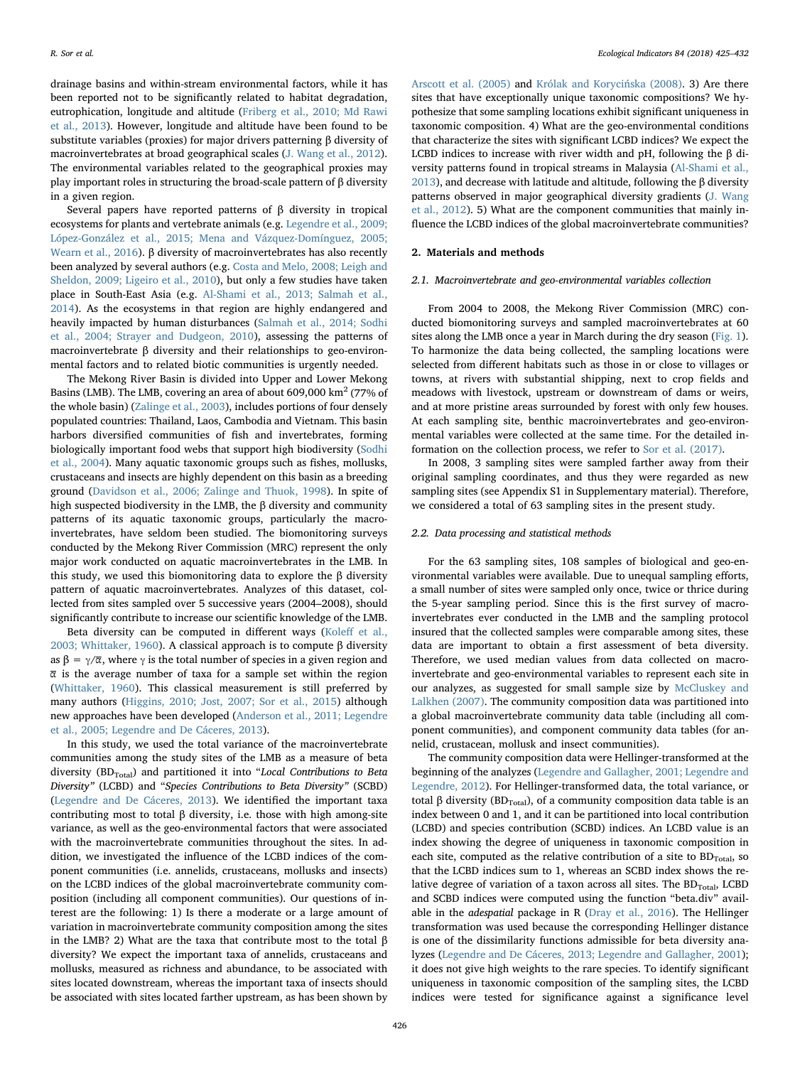drainage basins and within-stream environmental factors, while it has been reported not to be significantly related to habitat degradation, eutrophication, longitude and altitude (Friberg et al., 2010; Md Rawi et al., 2013). However, longitude and altitude have been found to be substitute variables (proxies) for major drivers patterning β diversity of macroinvertebrates at broad geographical scales (J. Wang et al., 2012). The environmental variables related to the geographical proxies may play important roles in structuring the broad-scale pattern of β diversity in a given region.

Several papers have reported patterns of β diversity in tropical ecosystems for plants and vertebrate animals (e.g. Legendre et al., 2009; López-González et al., 2015; Mena and Vázquez-Domínguez, 2005; Wearn et al., 2016). β diversity of macroinvertebrates has also recently been analyzed by several authors (e.g. Costa and Melo, 2008; Leigh and Sheldon, 2009; Ligeiro et al., 2010), but only a few studies have taken place in South-East Asia (e.g. Al-Shami et al., 2013; Salmah et al., 2014). As the ecosystems in that region are highly endangered and heavily impacted by human disturbances (Salmah et al., 2014; Sodhi et al., 2004; Strayer and Dudgeon, 2010), assessing the patterns of macroinvertebrate β diversity and their relationships to geo-environmental factors and to related biotic communities is urgently needed.

The Mekong River Basin is divided into Upper and Lower Mekong Basins (LMB). The LMB, covering an area of about 609,000 km$^2$ (77% of the whole basin) (Zalinge et al., 2003), includes portions of four densely populated countries: Thailand, Laos, Cambodia and Vietnam. This basin harbors diversified communities of fish and invertebrates, forming biologically important food webs that support high biodiversity (Sodhi et al., 2004). Many aquatic taxonomic groups such as fishes, mollusks, crustaceans and insects are highly dependent on this basin as a breeding ground (Davidson et al., 2006; Zalinge and Thuok, 1998). In spite of high suspected biodiversity in the LMB, the β diversity and community patterns of its aquatic taxonomic groups, particularly the macroinvertebrates, have seldom been studied. The biomonitoring surveys conducted by the Mekong River Commission (MRC) represent the only major work conducted on aquatic macroinvertebrates in the LMB. In this study, we used this biomonitoring data to explore the β diversity pattern of aquatic macroinvertebrates. Analyzes of this dataset, collected from sites sampled over 5 successive years (2004–2008), should significantly contribute to increase our scientific knowledge of the LMB.

Beta diversity can be computed in different ways (Koleff et al., 2003; Whittaker, 1960). A classical approach is to compute β diversity as $\beta = \gamma/\overline{\alpha}$, where γ is the total number of species in a given region and $\overline{\alpha}$ is the average number of taxa for a sample set within the region (Whittaker, 1960). This classical measurement is still preferred by many authors (Higgins, 2010; Jost, 2007; Sor et al., 2015) although new approaches have been developed (Anderson et al., 2011; Legendre et al., 2005; Legendre and De Cáceres, 2013).

In this study, we used the total variance of the macroinvertebrate communities among the study sites of the LMB as a measure of beta diversity ($BD_{Total}$) and partitioned it into "*Local Contributions to Beta Diversity*" (LCBD) and "*Species Contributions to Beta Diversity*" (SCBD) (Legendre and De Cáceres, 2013). We identified the important taxa contributing most to total β diversity, i.e. those with high among-site variance, as well as the geo-environmental factors that were associated with the macroinvertebrate communities throughout the sites. In addition, we investigated the influence of the LCBD indices of the component communities (i.e. annelids, crustaceans, mollusks and insects) on the LCBD indices of the global macroinvertebrate community composition (including all component communities). Our questions of interest are the following: 1) Is there a moderate or a large amount of variation in macroinvertebrate community composition among the sites in the LMB? 2) What are the taxa that contribute most to the total β diversity? We expect the important taxa of annelids, crustaceans and mollusks, measured as richness and abundance, to be associated with sites located downstream, whereas the important taxa of insects should be associated with sites located farther upstream, as has been shown by Arscott et al. (2005) and Królak and Korycińska (2008). 3) Are there sites that have exceptionally unique taxonomic compositions? We hypothesize that some sampling locations exhibit significant uniqueness in taxonomic composition. 4) What are the geo-environmental conditions that characterize the sites with significant LCBD indices? We expect the LCBD indices to increase with river width and pH, following the β diversity patterns found in tropical streams in Malaysia (Al-Shami et al., 2013), and decrease with latitude and altitude, following the β diversity patterns observed in major geographical diversity gradients (J. Wang et al., 2012). 5) What are the component communities that mainly influence the LCBD indices of the global macroinvertebrate communities?

## 2. Materials and methods

### 2.1. Macroinvertebrate and geo-environmental variables collection

From 2004 to 2008, the Mekong River Commission (MRC) conducted biomonitoring surveys and sampled macroinvertebrates at 60 sites along the LMB once a year in March during the dry season (Fig. 1). To harmonize the data being collected, the sampling locations were selected from different habitats such as those in or close to villages or towns, at rivers with substantial shipping, next to crop fields and meadows with livestock, upstream or downstream of dams or weirs, and at more pristine areas surrounded by forest with only few houses. At each sampling site, benthic macroinvertebrates and geo-environmental variables were collected at the same time. For the detailed information on the collection process, we refer to Sor et al. (2017).

In 2008, 3 sampling sites were sampled farther away from their original sampling coordinates, and thus they were regarded as new sampling sites (see Appendix S1 in Supplementary material). Therefore, we considered a total of 63 sampling sites in the present study.

### 2.2. Data processing and statistical methods

For the 63 sampling sites, 108 samples of biological and geo-environmental variables were available. Due to unequal sampling efforts, a small number of sites were sampled only once, twice or thrice during the 5-year sampling period. Since this is the first survey of macroinvertebrates ever conducted in the LMB and the sampling protocol insured that the collected samples were comparable among sites, these data are important to obtain a first assessment of beta diversity. Therefore, we used median values from data collected on macroinvertebrate and geo-environmental variables to represent each site in our analyzes, as suggested for small sample size by McCluskey and Lalkhen (2007). The community composition data was partitioned into a global macroinvertebrate community data table (including all component communities), and component community data tables (for annelid, crustacean, mollusk and insect communities).

The community composition data were Hellinger-transformed at the beginning of the analyzes (Legendre and Gallagher, 2001; Legendre and Legendre, 2012). For Hellinger-transformed data, the total variance, or total β diversity ($BD_{Total}$), of a community composition data table is an index between 0 and 1, and it can be partitioned into local contribution (LCBD) and species contribution (SCBD) indices. An LCBD value is an index showing the degree of uniqueness in taxonomic composition in each site, computed as the relative contribution of a site to $BD_{Total}$, so that the LCBD indices sum to 1, whereas an SCBD index shows the relative degree of variation of a taxon across all sites. The $BD_{Total}$, LCBD and SCBD indices were computed using the function "beta.div" available in the *adespatial* package in R (Dray et al., 2016). The Hellinger transformation was used because the corresponding Hellinger distance is one of the dissimilarity functions admissible for beta diversity analyzes (Legendre and De Cáceres, 2013; Legendre and Gallagher, 2001); it does not give high weights to the rare species. To identify significant uniqueness in taxonomic composition of the sampling sites, the LCBD indices were tested for significance against a significance level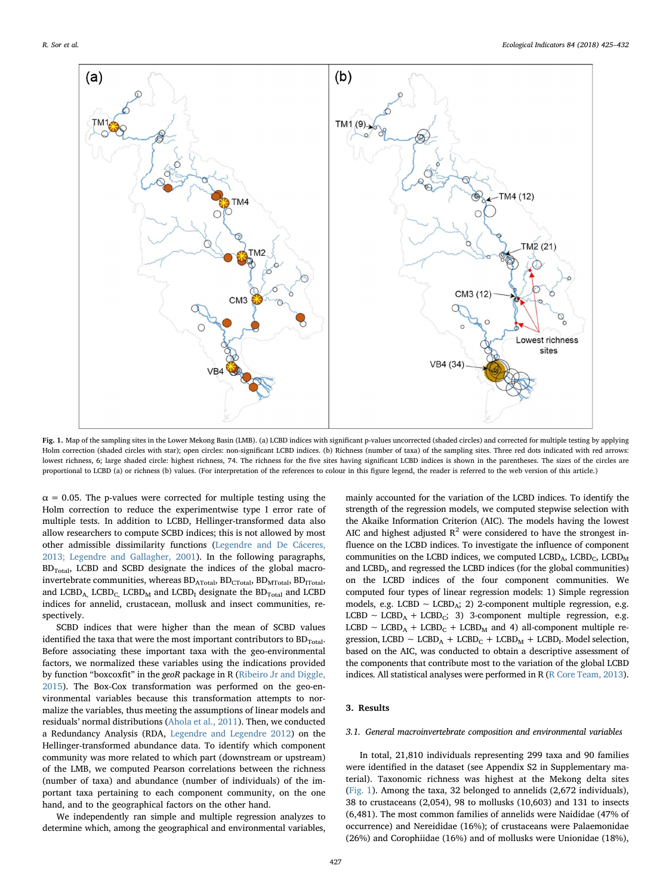**Fig. 1.** Map of the sampling sites in the Lower Mekong Basin (LMB). (a) LCBD indices with significant p-values uncorrected (shaded circles) and corrected for multiple testing by applying Holm correction (shaded circles with star); open circles: non-significant LCBD indices. (b) Richness (number of taxa) of the sampling sites. Three red dots indicated with red arrows: lowest richness, 6; large shaded circle: highest richness, 74. The richness for the five sites having significant LCBD indices is shown in the parentheses. The sizes of the circles are proportional to LCBD (a) or richness (b) values. (For interpretation of the references to colour in this figure legend, the reader is referred to the web version of this article.)

$\alpha$ = 0.05. The p-values were corrected for multiple testing using the Holm correction to reduce the experimentwise type I error rate of multiple tests. In addition to LCBD, Hellinger-transformed data also allow researchers to compute SCBD indices; this is not allowed by most other admissible dissimilarity functions (Legendre and De Cáceres, 2013; Legendre and Gallagher, 2001). In the following paragraphs, $BD_{Total}$, LCBD and SCBD designate the indices of the global macroinvertebrate communities, whereas $BD_{ATotal}$, $BD_{CTotal}$, $BD_{MTotal}$, $BD_{ITotal}$, and $LCBD_A$, $LCBD_C$, $LCBD_M$ and $LCBD_I$ designate the $BD_{Total}$ and LCBD indices for annelid, crustacean, mollusk and insect communities, respectively.

SCBD indices that were higher than the mean of SCBD values identified the taxa that were the most important contributors to $BD_{Total}$. Before associating these important taxa with the geo-environmental factors, we normalized these variables using the indications provided by function "boxcoxfit" in the *geoR* package in R (Ribeiro Jr and Diggle, 2015). The Box-Cox transformation was performed on the geo-environmental variables because this transformation attempts to normalize the variables, thus meeting the assumptions of linear models and residuals' normal distributions (Ahola et al., 2011). Then, we conducted a Redundancy Analysis (RDA, Legendre and Legendre 2012) on the Hellinger-transformed abundance data. To identify which component community was more related to which part (downstream or upstream) of the LMB, we computed Pearson correlations between the richness (number of taxa) and abundance (number of individuals) of the important taxa pertaining to each component community, on the one hand, and to the geographical factors on the other hand.

We independently ran simple and multiple regression analyzes to determine which, among the geographical and environmental variables, mainly accounted for the variation of the LCBD indices. To identify the strength of the regression models, we computed stepwise selection with the Akaike Information Criterion (AIC). The models having the lowest AIC and highest adjusted $R^2$ were considered to have the strongest influence on the LCBD indices. To investigate the influence of component communities on the LCBD indices, we computed $LCBD_A$, $LCBD_C$, $LCBD_M$ and $LCBD_I$, and regressed the LCBD indices (for the global communities) on the LCBD indices of the four component communities. We computed four types of linear regression models: 1) Simple regression models, e.g. LCBD ~ $LCBD_A$; 2) 2-component multiple regression, e.g. LCBD ~ $LCBD_A$ + $LCBD_C$; 3) 3-component multiple regression, e.g. LCBD ~ $LCBD_A$ + $LCBD_C$ + $LCBD_M$ and 4) all-component multiple regression, LCBD ~ $LCBD_A$ + $LCBD_C$ + $LCBD_M$ + $LCBD_I$. Model selection, based on the AIC, was conducted to obtain a descriptive assessment of the components that contribute most to the variation of the global LCBD indices. All statistical analyses were performed in R (R Core Team, 2013).

## 3. Results

### 3.1. General macroinvertebrate composition and environmental variables

In total, 21,810 individuals representing 299 taxa and 90 families were identified in the dataset (see Appendix S2 in Supplementary material). Taxonomic richness was highest at the Mekong delta sites (Fig. 1). Among the taxa, 32 belonged to annelids (2,672 individuals), 38 to crustaceans (2,054), 98 to mollusks (10,603) and 131 to insects (6,481). The most common families of annelids were Naididae (47% of occurrence) and Nereididae (16%); of crustaceans were Palaemonidae (26%) and Corophiidae (16%) and of mollusks were Unionidae (18%),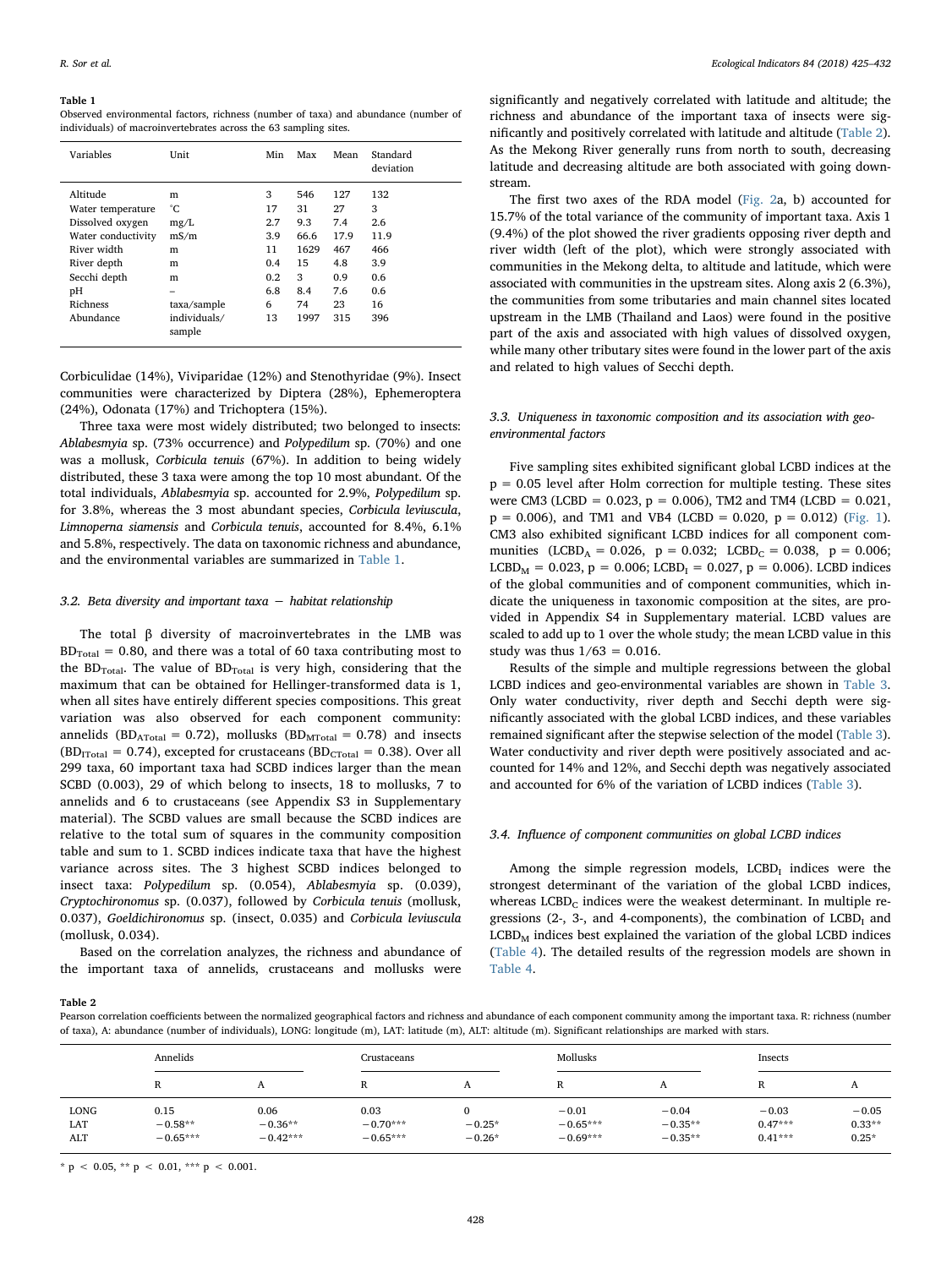**Table 1**
Observed environmental factors, richness (number of taxa) and abundance (number of individuals) of macroinvertebrates across the 63 sampling sites.

| Variables | Unit | Min | Max | Mean | Standard deviation |
|---|---|---|---|---|---|
| Altitude | m | 3 | 546 | 127 | 132 |
| Water temperature | °C | 17 | 31 | 27 | 3 |
| Dissolved oxygen | mg/L | 2.7 | 9.3 | 7.4 | 2.6 |
| Water conductivity | mS/m | 3.9 | 66.6 | 17.9 | 11.9 |
| River width | m | 11 | 1629 | 467 | 466 |
| River depth | m | 0.4 | 15 | 4.8 | 3.9 |
| Secchi depth | m | 0.2 | 3 | 0.9 | 0.6 |
| pH | – | 6.8 | 8.4 | 7.6 | 0.6 |
| Richness | taxa/sample | 6 | 74 | 23 | 16 |
| Abundance | individuals/sample | 13 | 1997 | 315 | 396 |

Corbiculidae (14%), Viviparidae (12%) and Stenothyridae (9%). Insect communities were characterized by Diptera (28%), Ephemeroptera (24%), Odonata (17%) and Trichoptera (15%).

Three taxa were most widely distributed; two belonged to insects: *Ablabesmyia* sp. (73% occurrence) and *Polypedilum* sp. (70%) and one was a mollusk, *Corbicula tenuis* (67%). In addition to being widely distributed, these 3 taxa were among the top 10 most abundant. Of the total individuals, *Ablabesmyia* sp. accounted for 2.9%, *Polypedilum* sp. for 3.8%, whereas the 3 most abundant species, *Corbicula leviuscula*, *Limnoperna siamensis* and *Corbicula tenuis*, accounted for 8.4%, 6.1% and 5.8%, respectively. The data on taxonomic richness and abundance, and the environmental variables are summarized in Table 1.

### 3.2. Beta diversity and important taxa − habitat relationship

The total β diversity of macroinvertebrates in the LMB was $BD_{Total} = 0.80$, and there was a total of 60 taxa contributing most to the $BD_{Total}$. The value of $BD_{Total}$ is very high, considering that the maximum that can be obtained for Hellinger-transformed data is 1, when all sites have entirely different species compositions. This great variation was also observed for each component community: annelids ($BD_{ATotal} = 0.72$), mollusks ($BD_{MTotal} = 0.78$) and insects ($BD_{ITotal} = 0.74$), excepted for crustaceans ($BD_{CTotal} = 0.38$). Over all 299 taxa, 60 important taxa had SCBD indices larger than the mean SCBD (0.003), 29 of which belong to insects, 18 to mollusks, 7 to annelids and 6 to crustaceans (see Appendix S3 in Supplementary material). The SCBD values are small because the SCBD indices are relative to the total sum of squares in the community composition table and sum to 1. SCBD indices indicate taxa that have the highest variance across sites. The 3 highest SCBD indices belonged to insect taxa: *Polypedilum* sp. (0.054), *Ablabesmyia* sp. (0.039), *Cryptochironomus* sp. (0.037), followed by *Corbicula tenuis* (mollusk, 0.037), *Goeldichironomus* sp. (insect, 0.035) and *Corbicula leviuscula* (mollusk, 0.034).

Based on the correlation analyzes, the richness and abundance of the important taxa of annelids, crustaceans and mollusks were significantly and negatively correlated with latitude and altitude; the richness and abundance of the important taxa of insects were significantly and positively correlated with latitude and altitude (Table 2). As the Mekong River generally runs from north to south, decreasing latitude and decreasing altitude are both associated with going downstream.

The first two axes of the RDA model (Fig. 2a, b) accounted for 15.7% of the total variance of the community of important taxa. Axis 1 (9.4%) of the plot showed the river gradients opposing river depth and river width (left of the plot), which were strongly associated with communities in the Mekong delta, to altitude and latitude, which were associated with communities in the upstream sites. Along axis 2 (6.3%), the communities from some tributaries and main channel sites located upstream in the LMB (Thailand and Laos) were found in the positive part of the axis and associated with high values of dissolved oxygen, while many other tributary sites were found in the lower part of the axis and related to high values of Secchi depth.

### 3.3. Uniqueness in taxonomic composition and its association with geo-environmental factors

Five sampling sites exhibited significant global LCBD indices at the $p = 0.05$ level after Holm correction for multiple testing. These sites were CM3 (LCBD = 0.023, $p = 0.006$), TM2 and TM4 (LCBD = 0.021, $p = 0.006$), and TM1 and VB4 (LCBD = 0.020, $p = 0.012$) (Fig. 1). CM3 also exhibited significant LCBD indices for all component communities ($LCBD_A = 0.026$, $p = 0.032$; $LCBD_C = 0.038$, $p = 0.006$; $LCBD_M = 0.023$, $p = 0.006$; $LCBD_I = 0.027$, $p = 0.006$). LCBD indices of the global communities and of component communities, which indicate the uniqueness in taxonomic composition at the sites, are provided in Appendix S4 in Supplementary material. LCBD values are scaled to add up to 1 over the whole study; the mean LCBD value in this study was thus 1/63 = 0.016.

Results of the simple and multiple regressions between the global LCBD indices and geo-environmental variables are shown in Table 3. Only water conductivity, river depth and Secchi depth were significantly associated with the global LCBD indices, and these variables remained significant after the stepwise selection of the model (Table 3). Water conductivity and river depth were positively associated and accounted for 14% and 12%, and Secchi depth was negatively associated and accounted for 6% of the variation of LCBD indices (Table 3).

### 3.4. Influence of component communities on global LCBD indices

Among the simple regression models, $LCBD_I$ indices were the strongest determinant of the variation of the global LCBD indices, whereas $LCBD_C$ indices were the weakest determinant. In multiple regressions (2-, 3-, and 4-components), the combination of $LCBD_I$ and $LCBD_M$ indices best explained the variation of the global LCBD indices (Table 4). The detailed results of the regression models are shown in Table 4.

**Table 2**
Pearson correlation coefficients between the normalized geographical factors and richness and abundance of each component community among the important taxa. R: richness (number of taxa), A: abundance (number of individuals), LONG: longitude (m), LAT: latitude (m), ALT: altitude (m). Significant relationships are marked with stars.

| | Annelids | | Crustaceans | | Mollusks | | Insects | |
|---|---|---|---|---|---|---|---|---|
| | R | A | R | A | R | A | R | A |
| LONG | 0.15 | 0.06 | 0.03 | 0 | −0.01 | −0.04 | −0.03 | −0.05 |
| LAT | −0.58** | −0.36** | −0.70*** | −0.25* | −0.65*** | −0.35** | 0.47*** | 0.33** |
| ALT | −0.65*** | −0.42*** | −0.65*** | −0.26* | −0.69*** | −0.35** | 0.41*** | 0.25* |

* $p < 0.05$, ** $p < 0.01$, *** $p < 0.001$.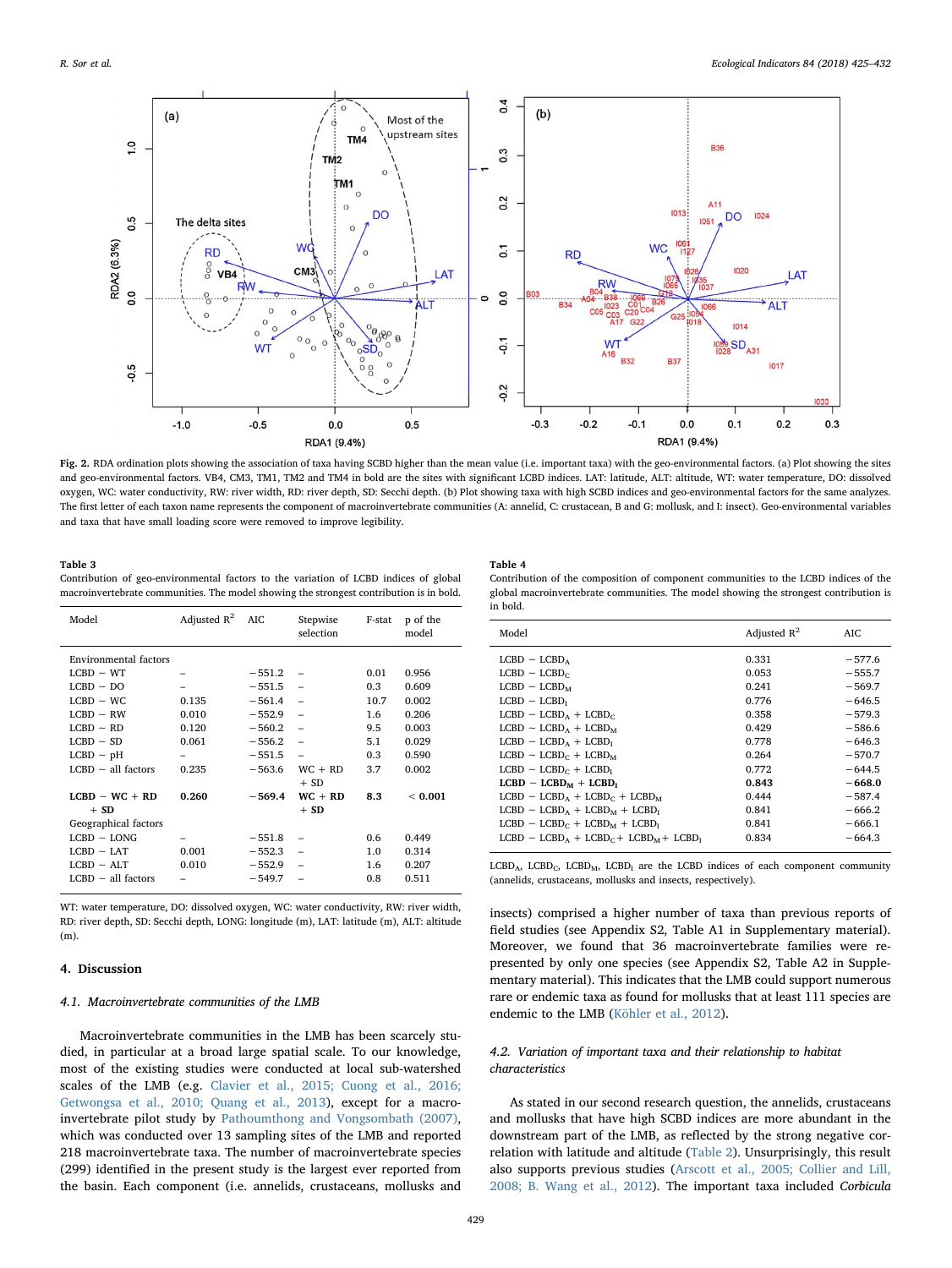Fig. 2. RDA ordination plots showing the association of taxa having SCBD higher than the mean value (i.e. important taxa) with the geo-environmental factors. (a) Plot showing the sites and geo-environmental factors. VB4, CM3, TM1, TM2 and TM4 in bold are the sites with significant LCBD indices. LAT: latitude, ALT: altitude, WT: water temperature, DO: dissolved oxygen, WC: water conductivity, RW: river width, RD: river depth, SD: Secchi depth. (b) Plot showing taxa with high SCBD indices and geo-environmental factors for the same analyzes. The first letter of each taxon name represents the component of macroinvertebrate communities (A: annelid, C: crustacean, B and G: mollusk, and I: insect). Geo-environmental variables and taxa that have small loading score were removed to improve legibility.

**Table 3**
Contribution of geo-environmental factors to the variation of LCBD indices of global macroinvertebrate communities. The model showing the strongest contribution is in bold.

| Model | Adjusted $R^2$ | AIC | Stepwise selection | F-stat | p of the model |
|---|---|---|---|---|---|
| Environmental factors | | | | | |
| LCBD ~ WT | – | −551.2 | – | 0.01 | 0.956 |
| LCBD ~ DO | – | −551.5 | – | 0.3 | 0.609 |
| LCBD ~ WC | 0.135 | −561.4 | – | 10.7 | 0.002 |
| LCBD ~ RW | 0.010 | −552.9 | – | 1.6 | 0.206 |
| LCBD ~ RD | 0.120 | −560.2 | – | 9.5 | 0.003 |
| LCBD ~ SD | 0.061 | −556.2 | – | 5.1 | 0.029 |
| LCBD ~ pH | – | −551.5 | – | 0.3 | 0.590 |
| LCBD ~ all factors | 0.235 | −563.6 | WC + RD + SD | 3.7 | 0.002 |
| **LCBD ~ WC + RD + SD** | **0.260** | **−569.4** | **WC + RD + SD** | **8.3** | **< 0.001** |
| Geographical factors | | | | | |
| LCBD ~ LONG | – | −551.8 | – | 0.6 | 0.449 |
| LCBD ~ LAT | 0.001 | −552.3 | – | 1.0 | 0.314 |
| LCBD ~ ALT | 0.010 | −552.9 | – | 1.6 | 0.207 |
| LCBD ~ all factors | – | −549.7 | – | 0.8 | 0.511 |

WT: water temperature, DO: dissolved oxygen, WC: water conductivity, RW: river width, RD: river depth, SD: Secchi depth, LONG: longitude (m), LAT: latitude (m), ALT: altitude (m).

**Table 4**
Contribution of the composition of component communities to the LCBD indices of the global macroinvertebrate communities. The model showing the strongest contribution is in bold.

| Model | Adjusted $R^2$ | AIC |
|---|---|---|
| LCBD ~ $LCBD_A$ | 0.331 | −577.6 |
| LCBD ~ $LCBD_C$ | 0.053 | −555.7 |
| LCBD ~ $LCBD_M$ | 0.241 | −569.7 |
| LCBD ~ $LCBD_I$ | 0.776 | −646.5 |
| LCBD ~ $LCBD_A$ + $LCBD_C$ | 0.358 | −579.3 |
| LCBD ~ $LCBD_A$ + $LCBD_M$ | 0.429 | −586.6 |
| LCBD ~ $LCBD_A$ + $LCBD_I$ | 0.778 | −646.3 |
| LCBD ~ $LCBD_C$ + $LCBD_M$ | 0.264 | −570.7 |
| LCBD ~ $LCBD_C$ + $LCBD_I$ | 0.772 | −644.5 |
| **LCBD ~ $LCBD_M$ + $LCBD_I$** | **0.843** | **−668.0** |
| LCBD ~ $LCBD_A$ + $LCBD_C$ + $LCBD_M$ | 0.444 | −587.4 |
| LCBD ~ $LCBD_A$ + $LCBD_M$ + $LCBD_I$ | 0.841 | −666.2 |
| LCBD ~ $LCBD_C$ + $LCBD_M$ + $LCBD_I$ | 0.841 | −666.1 |
| LCBD ~ $LCBD_A$ + $LCBD_C$ + $LCBD_M$ + $LCBD_I$ | 0.834 | −664.3 |

$LCBD_A$, $LCBD_C$, $LCBD_M$, $LCBD_I$ are the LCBD indices of each component community (annelids, crustaceans, mollusks and insects, respectively).

## 4. Discussion

### 4.1. Macroinvertebrate communities of the LMB

Macroinvertebrate communities in the LMB has been scarcely studied, in particular at a broad large spatial scale. To our knowledge, most of the existing studies were conducted at local sub-watershed scales of the LMB (e.g. Clavier et al., 2015; Cuong et al., 2016; Getwongsa et al., 2010; Quang et al., 2013), except for a macroinvertebrate pilot study by Pathoumthong and Vongsombath (2007), which was conducted over 13 sampling sites of the LMB and reported 218 macroinvertebrate taxa. The number of macroinvertebrate species (299) identified in the present study is the largest ever reported from the basin. Each component (i.e. annelids, crustaceans, mollusks and insects) comprised a higher number of taxa than previous reports of field studies (see Appendix S2, Table A1 in Supplementary material). Moreover, we found that 36 macroinvertebrate families were represented by only one species (see Appendix S2, Table A2 in Supplementary material). This indicates that the LMB could support numerous rare or endemic taxa as found for mollusks that at least 111 species are endemic to the LMB (Köhler et al., 2012).

### 4.2. Variation of important taxa and their relationship to habitat characteristics

As stated in our second research question, the annelids, crustaceans and mollusks that have high SCBD indices are more abundant in the downstream part of the LMB, as reflected by the strong negative correlation with latitude and altitude (Table 2). Unsurprisingly, this result also supports previous studies (Arscott et al., 2005; Collier and Lill, 2008; B. Wang et al., 2012). The important taxa included *Corbicula*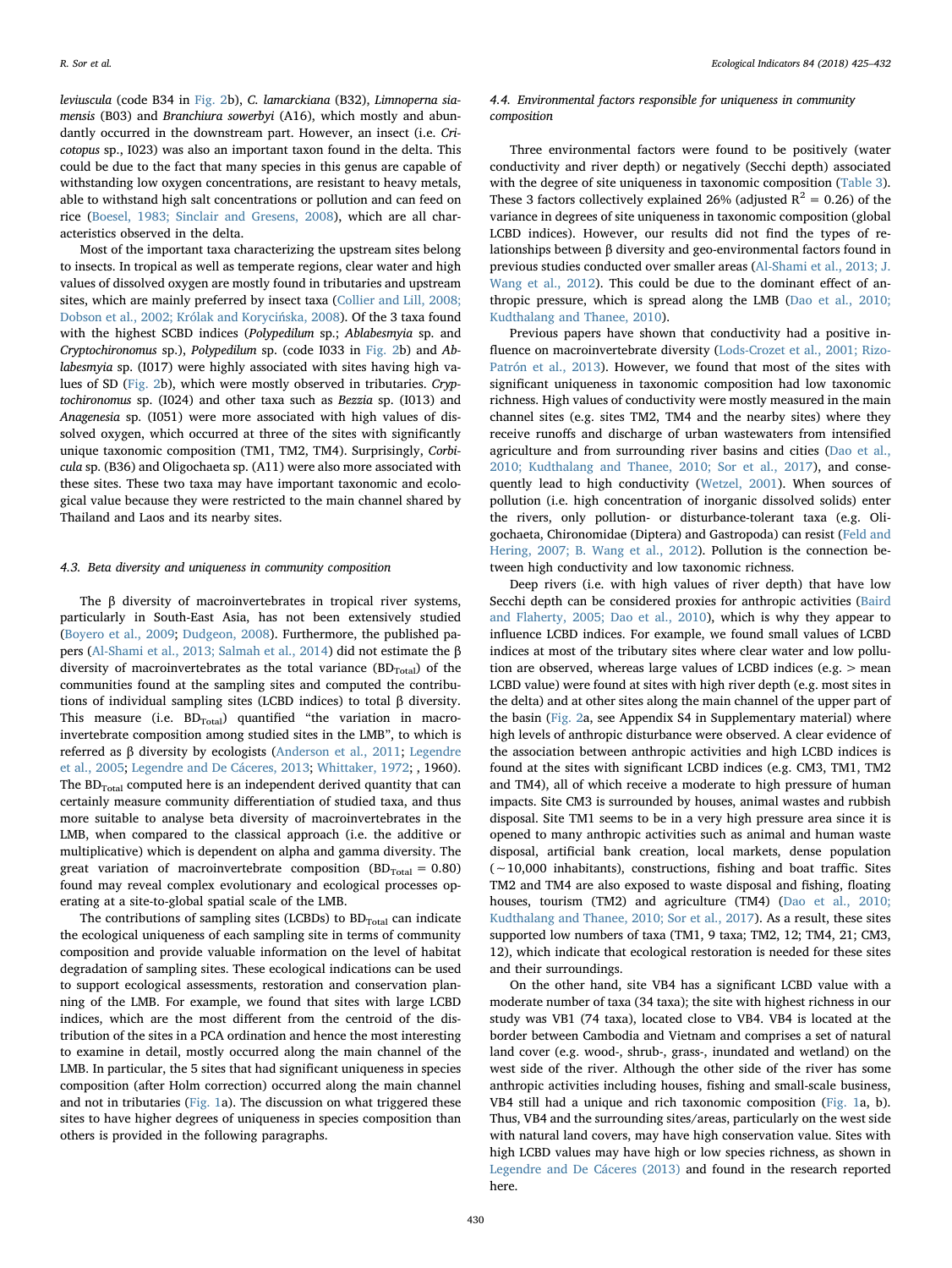*leviuscula* (code B34 in Fig. 2b), *C. lamarckiana* (B32), *Limnoperna siamensis* (B03) and *Branchiura sowerbyi* (A16), which mostly and abundantly occurred in the downstream part. However, an insect (i.e. *Cricotopus* sp., I023) was also an important taxon found in the delta. This could be due to the fact that many species in this genus are capable of withstanding low oxygen concentrations, are resistant to heavy metals, able to withstand high salt concentrations or pollution and can feed on rice (Boesel, 1983; Sinclair and Gresens, 2008), which are all characteristics observed in the delta.

Most of the important taxa characterizing the upstream sites belong to insects. In tropical as well as temperate regions, clear water and high values of dissolved oxygen are mostly found in tributaries and upstream sites, which are mainly preferred by insect taxa (Collier and Lill, 2008; Dobson et al., 2002; Królak and Korycińska, 2008). Of the 3 taxa found with the highest SCBD indices (*Polypedilum* sp.; *Ablabesmyia* sp. and *Cryptochironomus* sp.), *Polypedilum* sp. (code I033 in Fig. 2b) and *Ablabesmyia* sp. (I017) were highly associated with sites having high values of SD (Fig. 2b), which were mostly observed in tributaries. *Cryptochironomus* sp. (I024) and other taxa such as *Bezzia* sp. (I013) and *Anagenesia* sp. (I051) were more associated with high values of dissolved oxygen, which occurred at three of the sites with significantly unique taxonomic composition (TM1, TM2, TM4). Surprisingly, *Corbicula* sp. (B36) and Oligochaeta sp. (A11) were also more associated with these sites. These two taxa may have important taxonomic and ecological value because they were restricted to the main channel shared by Thailand and Laos and its nearby sites.

### 4.3. Beta diversity and uniqueness in community composition

The β diversity of macroinvertebrates in tropical river systems, particularly in South-East Asia, has not been extensively studied (Boyero et al., 2009; Dudgeon, 2008). Furthermore, the published papers (Al-Shami et al., 2013; Salmah et al., 2014) did not estimate the β diversity of macroinvertebrates as the total variance ($BD_{Total}$) of the communities found at the sampling sites and computed the contributions of individual sampling sites (LCBD indices) to total β diversity. This measure (i.e. $BD_{Total}$) quantified "the variation in macroinvertebrate composition among studied sites in the LMB", to which is referred as β diversity by ecologists (Anderson et al., 2011; Legendre et al., 2005; Legendre and De Cáceres, 2013; Whittaker, 1972; , 1960). The $BD_{Total}$ computed here is an independent derived quantity that can certainly measure community differentiation of studied taxa, and thus more suitable to analyse beta diversity of macroinvertebrates in the LMB, when compared to the classical approach (i.e. the additive or multiplicative) which is dependent on alpha and gamma diversity. The great variation of macroinvertebrate composition ($BD_{Total} = 0.80$) found may reveal complex evolutionary and ecological processes operating at a site-to-global spatial scale of the LMB.

The contributions of sampling sites (LCBDs) to $BD_{Total}$ can indicate the ecological uniqueness of each sampling site in terms of community composition and provide valuable information on the level of habitat degradation of sampling sites. These ecological indications can be used to support ecological assessments, restoration and conservation planning of the LMB. For example, we found that sites with large LCBD indices, which are the most different from the centroid of the distribution of the sites in a PCA ordination and hence the most interesting to examine in detail, mostly occurred along the main channel of the LMB. In particular, the 5 sites that had significant uniqueness in species composition (after Holm correction) occurred along the main channel and not in tributaries (Fig. 1a). The discussion on what triggered these sites to have higher degrees of uniqueness in species composition than others is provided in the following paragraphs.

### 4.4. Environmental factors responsible for uniqueness in community composition

Three environmental factors were found to be positively (water conductivity and river depth) or negatively (Secchi depth) associated with the degree of site uniqueness in taxonomic composition (Table 3). These 3 factors collectively explained 26% (adjusted $R^2 = 0.26$) of the variance in degrees of site uniqueness in taxonomic composition (global LCBD indices). However, our results did not find the types of relationships between β diversity and geo-environmental factors found in previous studies conducted over smaller areas (Al-Shami et al., 2013; J. Wang et al., 2012). This could be due to the dominant effect of anthropic pressure, which is spread along the LMB (Dao et al., 2010; Kudthalang and Thanee, 2010).

Previous papers have shown that conductivity had a positive influence on macroinvertebrate diversity (Lods-Crozet et al., 2001; Rizo-Patrón et al., 2013). However, we found that most of the sites with significant uniqueness in taxonomic composition had low taxonomic richness. High values of conductivity were mostly measured in the main channel sites (e.g. sites TM2, TM4 and the nearby sites) where they receive runoffs and discharge of urban wastewaters from intensified agriculture and from surrounding river basins and cities (Dao et al., 2010; Kudthalang and Thanee, 2010; Sor et al., 2017), and consequently lead to high conductivity (Wetzel, 2001). When sources of pollution (i.e. high concentration of inorganic dissolved solids) enter the rivers, only pollution- or disturbance-tolerant taxa (e.g. Oligochaeta, Chironomidae (Diptera) and Gastropoda) can resist (Feld and Hering, 2007; B. Wang et al., 2012). Pollution is the connection between high conductivity and low taxonomic richness.

Deep rivers (i.e. with high values of river depth) that have low Secchi depth can be considered proxies for anthropic activities (Baird and Flaherty, 2005; Dao et al., 2010), which is why they appear to influence LCBD indices. For example, we found small values of LCBD indices at most of the tributary sites where clear water and low pollution are observed, whereas large values of LCBD indices (e.g. > mean LCBD value) were found at sites with high river depth (e.g. most sites in the delta) and at other sites along the main channel of the upper part of the basin (Fig. 2a, see Appendix S4 in Supplementary material) where high levels of anthropic disturbance were observed. A clear evidence of the association between anthropic activities and high LCBD indices is found at the sites with significant LCBD indices (e.g. CM3, TM1, TM2 and TM4), all of which receive a moderate to high pressure of human impacts. Site CM3 is surrounded by houses, animal wastes and rubbish disposal. Site TM1 seems to be in a very high pressure area since it is opened to many anthropic activities such as animal and human waste disposal, artificial bank creation, local markets, dense population (~10,000 inhabitants), constructions, fishing and boat traffic. Sites TM2 and TM4 are also exposed to waste disposal and fishing, floating houses, tourism (TM2) and agriculture (TM4) (Dao et al., 2010; Kudthalang and Thanee, 2010; Sor et al., 2017). As a result, these sites supported low numbers of taxa (TM1, 9 taxa; TM2, 12; TM4, 21; CM3, 12), which indicate that ecological restoration is needed for these sites and their surroundings.

On the other hand, site VB4 has a significant LCBD value with a moderate number of taxa (34 taxa); the site with highest richness in our study was VB1 (74 taxa), located close to VB4. VB4 is located at the border between Cambodia and Vietnam and comprises a set of natural land cover (e.g. wood-, shrub-, grass-, inundated and wetland) on the west side of the river. Although the other side of the river has some anthropic activities including houses, fishing and small-scale business, VB4 still had a unique and rich taxonomic composition (Fig. 1a, b). Thus, VB4 and the surrounding sites/areas, particularly on the west side with natural land covers, may have high conservation value. Sites with high LCBD values may have high or low species richness, as shown in Legendre and De Cáceres (2013) and found in the research reported here.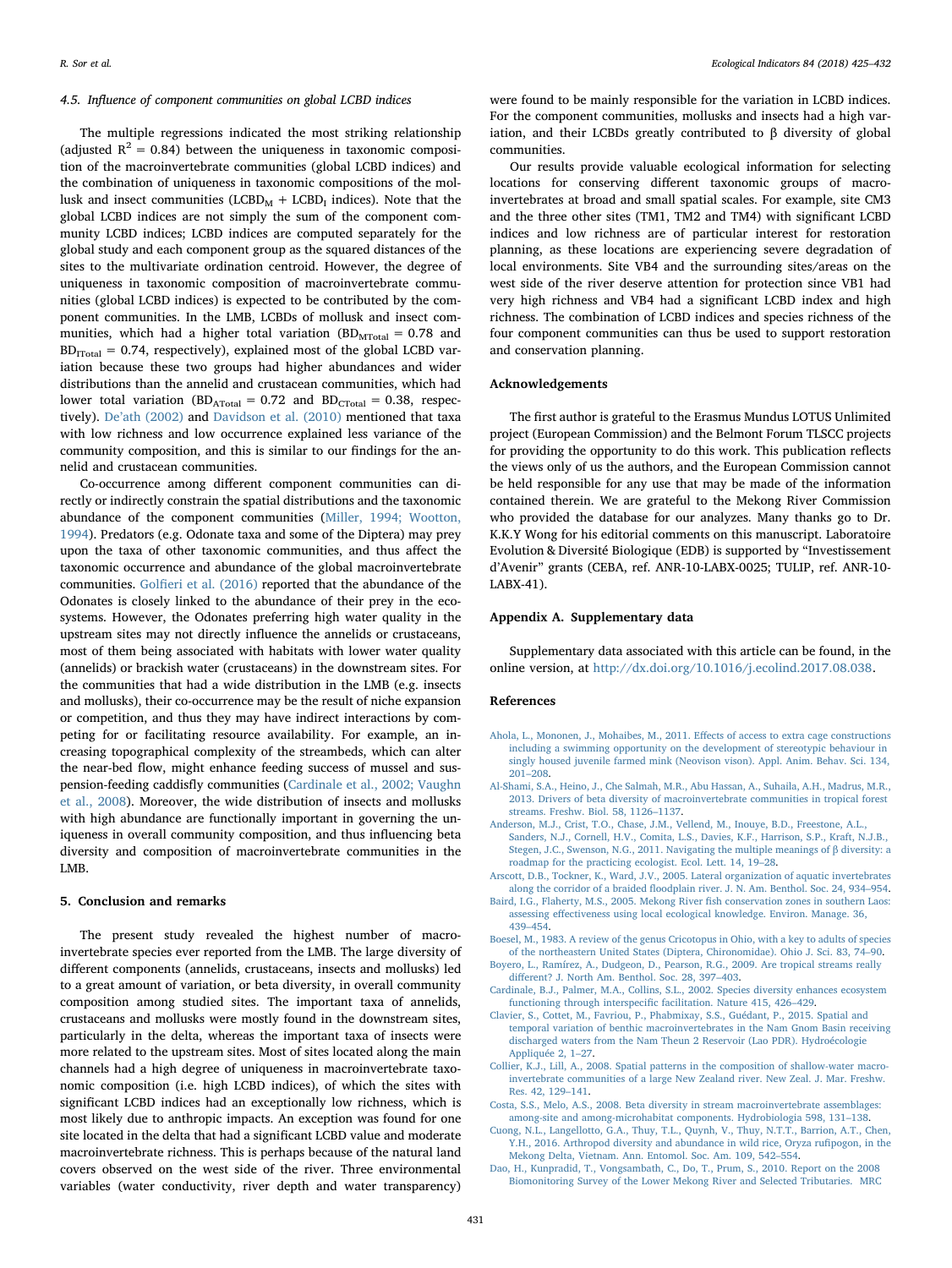### 4.5. Influence of component communities on global LCBD indices

The multiple regressions indicated the most striking relationship (adjusted $R^2 = 0.84$) between the uniqueness in taxonomic composition of the macroinvertebrate communities (global LCBD indices) and the combination of uniqueness in taxonomic compositions of the mollusk and insect communities ($LCBD_M + LCBD_I$ indices). Note that the global LCBD indices are not simply the sum of the component community LCBD indices; LCBD indices are computed separately for the global study and each component group as the squared distances of the sites to the multivariate ordination centroid. However, the degree of uniqueness in taxonomic composition of macroinvertebrate communities (global LCBD indices) is expected to be contributed by the component communities. In the LMB, LCBDs of mollusk and insect communities, which had a higher total variation ($BD_{MTotal} = 0.78$ and $BD_{ITotal} = 0.74$, respectively), explained most of the global LCBD variation because these two groups had higher abundances and wider distributions than the annelid and crustacean communities, which had lower total variation ($BD_{ATotal} = 0.72$ and $BD_{CTotal} = 0.38$, respectively). De'ath (2002) and Davidson et al. (2010) mentioned that taxa with low richness and low occurrence explained less variance of the community composition, and this is similar to our findings for the annelid and crustacean communities.

Co-occurrence among different component communities can directly or indirectly constrain the spatial distributions and the taxonomic abundance of the component communities (Miller, 1994; Wootton, 1994). Predators (e.g. Odonate taxa and some of the Diptera) may prey upon the taxa of other taxonomic communities, and thus affect the taxonomic occurrence and abundance of the global macroinvertebrate communities. Golfieri et al. (2016) reported that the abundance of the Odonates is closely linked to the abundance of their prey in the ecosystems. However, the Odonates preferring high water quality in the upstream sites may not directly influence the annelids or crustaceans, most of them being associated with habitats with lower water quality (annelids) or brackish water (crustaceans) in the downstream sites. For the communities that had a wide distribution in the LMB (e.g. insects and mollusks), their co-occurrence may be the result of niche expansion or competition, and thus they may have indirect interactions by competing for or facilitating resource availability. For example, an increasing topographical complexity of the streambeds, which can alter the near-bed flow, might enhance feeding success of mussel and suspension-feeding caddisfly communities (Cardinale et al., 2002; Vaughn et al., 2008). Moreover, the wide distribution of insects and mollusks with high abundance are functionally important in governing the uniqueness in overall community composition, and thus influencing beta diversity and composition of macroinvertebrate communities in the LMB.

## 5. Conclusion and remarks

The present study revealed the highest number of macroinvertebrate species ever reported from the LMB. The large diversity of different components (annelids, crustaceans, insects and mollusks) led to a great amount of variation, or beta diversity, in overall community composition among studied sites. The important taxa of annelids, crustaceans and mollusks were mostly found in the downstream sites, particularly in the delta, whereas the important taxa of insects were more related to the upstream sites. Most of sites located along the main channels had a high degree of uniqueness in macroinvertebrate taxonomic composition (i.e. high LCBD indices), of which the sites with significant LCBD indices had an exceptionally low richness, which is most likely due to anthropic impacts. An exception was found for one site located in the delta that had a significant LCBD value and moderate macroinvertebrate richness. This is perhaps because of the natural land covers observed on the west side of the river. Three environmental variables (water conductivity, river depth and water transparency) were found to be mainly responsible for the variation in LCBD indices. For the component communities, mollusks and insects had a high variation, and their LCBDs greatly contributed to β diversity of global communities.

Our results provide valuable ecological information for selecting locations for conserving different taxonomic groups of macroinvertebrates at broad and small spatial scales. For example, site CM3 and the three other sites (TM1, TM2 and TM4) with significant LCBD indices and low richness are of particular interest for restoration planning, as these locations are experiencing severe degradation of local environments. Site VB4 and the surrounding sites/areas on the west side of the river deserve attention for protection since VB1 had very high richness and VB4 had a significant LCBD index and high richness. The combination of LCBD indices and species richness of the four component communities can thus be used to support restoration and conservation planning.

## Acknowledgements

The first author is grateful to the Erasmus Mundus LOTUS Unlimited project (European Commission) and the Belmont Forum TLSCC projects for providing the opportunity to do this work. This publication reflects the views only of us the authors, and the European Commission cannot be held responsible for any use that may be made of the information contained therein. We are grateful to the Mekong River Commission who provided the database for our analyzes. Many thanks go to Dr. K.K.Y Wong for his editorial comments on this manuscript. Laboratoire Evolution & Diversité Biologique (EDB) is supported by "Investissement d'Avenir" grants (CEBA, ref. ANR-10-LABX-0025; TULIP, ref. ANR-10-LABX-41).

## Appendix A. Supplementary data

Supplementary data associated with this article can be found, in the online version, at http://dx.doi.org/10.1016/j.ecolind.2017.08.038.

## References

Ahola, L., Mononen, J., Mohaibes, M., 2011. Effects of access to extra cage constructions including a swimming opportunity on the development of stereotypic behaviour in singly housed juvenile farmed mink (Neovison vison). Appl. Anim. Behav. Sci. 134, 201–208.

Al-Shami, S.A., Heino, J., Che Salmah, M.R., Abu Hassan, A., Suhaila, A.H., Madrus, M.R., 2013. Drivers of beta diversity of macroinvertebrate communities in tropical forest streams. Freshw. Biol. 58, 1126–1137.

Anderson, M.J., Crist, T.O., Chase, J.M., Vellend, M., Inouye, B.D., Freestone, A.L., Sanders, N.J., Cornell, H.V., Comita, L.S., Davies, K.F., Harrison, S.P., Kraft, N.J.B., Stegen, J.C., Swenson, N.G., 2011. Navigating the multiple meanings of β diversity: a roadmap for the practicing ecologist. Ecol. Lett. 14, 19–28.

Arscott, D.B., Tockner, K., Ward, J.V., 2005. Lateral organization of aquatic invertebrates along the corridor of a braided floodplain river. J. N. Am. Benthol. Soc. 24, 934–954.

Baird, I.G., Flaherty, M.S., 2005. Mekong River fish conservation zones in southern Laos: assessing effectiveness using local ecological knowledge. Environ. Manage. 36, 439–454.

Boesel, M., 1983. A review of the genus Cricotopus in Ohio, with a key to adults of species of the northeastern United States (Diptera, Chironomidae). Ohio J. Sci. 83, 74–90.

Boyero, L., Ramírez, A., Dudgeon, D., Pearson, R.G., 2009. Are tropical streams really different? J. North Am. Benthol. Soc. 28, 397–403.

Cardinale, B.J., Palmer, M.A., Collins, S.L., 2002. Species diversity enhances ecosystem functioning through interspecific facilitation. Nature 415, 426–429.

Clavier, S., Cottet, M., Favriou, P., Phabmixay, S.S., Guédant, P., 2015. Spatial and temporal variation of benthic macroinvertebrates in the Nam Gnom Basin receiving discharged waters from the Nam Theun 2 Reservoir (Lao PDR). Hydroécologie Appliquée 2, 1–27.

Collier, K.J., Lill, A., 2008. Spatial patterns in the composition of shallow-water macroinvertebrate communities of a large New Zealand river. New Zeal. J. Mar. Freshw. Res. 42, 129–141.

Costa, S.S., Melo, A.S., 2008. Beta diversity in stream macroinvertebrate assemblages: among-site and among-microhabitat components. Hydrobiologia 598, 131–138.

Cuong, N.L., Langellotto, G.A., Thuy, T.L., Quynh, V., Thuy, N.T.T., Barrion, A.T., Chen, Y.H., 2016. Arthropod diversity and abundance in wild rice, Oryza rufipogon, in the Mekong Delta, Vietnam. Ann. Entomol. Soc. Am. 109, 542–554.

Dao, H., Kunpradid, T., Vongsambath, C., Do, T., Prum, S., 2010. Report on the 2008 Biomonitoring Survey of the Lower Mekong River and Selected Tributaries. MRC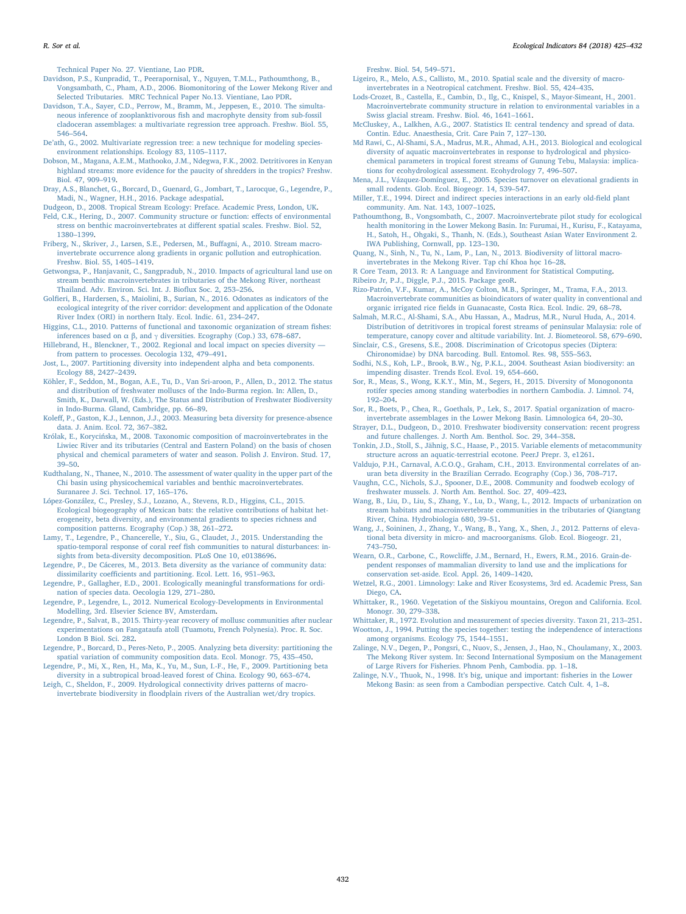Technical Paper No. 27. Vientiane, Lao PDR.

Davidson, P.S., Kunpradid, T., Peerapornisal, Y., Nguyen, T.M.L., Pathoumthong, B., Vongsambath, C., Pham, A.D., 2006. Biomonitoring of the Lower Mekong River and Selected Tributaries. MRC Technical Paper No.13. Vientiane, Lao PDR.

Davidson, T.A., Sayer, C.D., Perrow, M., Bramm, M., Jeppesen, E., 2010. The simultaneous inference of zooplanktivorous fish and macrophyte density from sub-fossil cladoceran assemblages: a multivariate regression tree approach. Freshw. Biol. 55, 546–564.

De'ath, G., 2002. Multivariate regression tree: a new technique for modeling species-environment relationships. Ecology 83, 1105–1117.

Dobson, M., Magana, A.E.M., Mathooko, J.M., Ndegwa, F.K., 2002. Detritivores in Kenyan highland streams: more evidence for the paucity of shredders in the tropics? Freshw. Biol. 47, 909–919.

Dray, A.S., Blanchet, G., Borcard, D., Guenard, G., Jombart, T., Larocque, G., Legendre, P., Madi, N., Wagner, H.H., 2016. Package adespatial.

Dudgeon, D., 2008. Tropical Stream Ecology: Preface. Academic Press, London, UK.

Feld, C.K., Hering, D., 2007. Community structure or function: effects of environmental stress on benthic macroinvertebrates at different spatial scales. Freshw. Biol. 52, 1380–1399.

Friberg, N., Skriver, J., Larsen, S.E., Pedersen, M., Buffagni, A., 2010. Stream macroinvertebrate occurrence along gradients in organic pollution and eutrophication. Freshw. Biol. 55, 1405–1419.

Getwongsa, P., Hanjavanit, C., Sangpradub, N., 2010. Impacts of agricultural land use on stream benthic macroinvertebrates in tributaries of the Mekong River, northeast Thailand. Adv. Environ. Sci. Int. J. Bioflux Soc. 2, 253–256.

Golfieri, B., Hardersen, S., Maiolini, B., Surian, N., 2016. Odonates as indicators of the ecological integrity of the river corridor: development and application of the Odonate River Index (ORI) in northern Italy. Ecol. Indic. 61, 234–247.

Higgins, C.L., 2010. Patterns of functional and taxonomic organization of stream fishes: inferences based on α β, and γ diversities. Ecography (Cop.) 33, 678–687.

Hillebrand, H., Blenckner, T., 2002. Regional and local impact on species diversity — from pattern to processes. Oecologia 132, 479–491.

Jost, L., 2007. Partitioning diversity into independent alpha and beta components. Ecology 88, 2427–2439.

Köhler, F., Seddon, M., Bogan, A.E., Tu, D., Van Sri-aroon, P., Allen, D., 2012. The status and distribution of freshwater molluscs of the Indo-Burma region. In: Allen, D., Smith, K., Darwall, W. (Eds.), The Status and Distribution of Freshwater Biodiversity in Indo-Burma. Gland, Cambridge, pp. 66–89.

Koleff, P., Gaston, K.J., Lennon, J.J., 2003. Measuring beta diversity for presence-absence data. J. Anim. Ecol. 72, 367–382.

Królak, E., Korycińska, M., 2008. Taxonomic composition of macroinvertebrates in the Liwiec River and its tributaries (Central and Eastern Poland) on the basis of chosen physical and chemical parameters of water and season. Polish J. Environ. Stud. 17, 39–50.

Kudthalang, N., Thanee, N., 2010. The assessment of water quality in the upper part of the Chi basin using physicochemical variables and benthic macroinvertebrates. Suranaree J. Sci. Technol. 17, 165–176.

López-González, C., Presley, S.J., Lozano, A., Stevens, R.D., Higgins, C.L., 2015. Ecological biogeography of Mexican bats: the relative contributions of habitat heterogeneity, beta diversity, and environmental gradients to species richness and composition patterns. Ecography (Cop.) 38, 261–272.

Lamy, T., Legendre, P., Chancerelle, Y., Siu, G., Claudet, J., 2015. Understanding the spatio-temporal response of coral reef fish communities to natural disturbances: insights from beta-diversity decomposition. PLoS One 10, e0138696.

Legendre, P., De Cáceres, M., 2013. Beta diversity as the variance of community data: dissimilarity coefficients and partitioning. Ecol. Lett. 16, 951–963.

Legendre, P., Gallagher, E.D., 2001. Ecologically meaningful transformations for ordination of species data. Oecologia 129, 271–280.

Legendre, P., Legendre, L., 2012. Numerical Ecology-Developments in Environmental Modelling, 3rd. Elsevier Science BV, Amsterdam.

Legendre, P., Salvat, B., 2015. Thirty-year recovery of mollusc communities after nuclear experimentations on Fangataufa atoll (Tuamotu, French Polynesia). Proc. R. Soc. London B Biol. Sci. 282.

Legendre, P., Borcard, D., Peres-Neto, P., 2005. Analyzing beta diversity: partitioning the spatial variation of community composition data. Ecol. Monogr. 75, 435–450.

Legendre, P., Mi, X., Ren, H., Ma, K., Yu, M., Sun, I.-F., He, F., 2009. Partitioning beta diversity in a subtropical broad-leaved forest of China. Ecology 90, 663–674.

Leigh, C., Sheldon, F., 2009. Hydrological connectivity drives patterns of macroinvertebrate biodiversity in floodplain rivers of the Australian wet/dry tropics. Freshw. Biol. 54, 549–571.

Ligeiro, R., Melo, A.S., Callisto, M., 2010. Spatial scale and the diversity of macroinvertebrates in a Neotropical catchment. Freshw. Biol. 55, 424–435.

Lods-Crozet, B., Castella, E., Cambin, D., Ilg, C., Knispel, S., Mayor-Simeant, H., 2001. Macroinvertebrate community structure in relation to environmental variables in a Swiss glacial stream. Freshw. Biol. 46, 1641–1661.

McCluskey, A., Lalkhen, A.G., 2007. Statistics II: central tendency and spread of data. Contin. Educ. Anaesthesia, Crit. Care Pain 7, 127–130.

Md Rawi, C., Al-Shami, S.A., Madrus, M.R., Ahmad, A.H., 2013. Biological and ecological diversity of aquatic macroinvertebrates in response to hydrological and physicochemical parameters in tropical forest streams of Gunung Tebu, Malaysia: implications for ecohydrological assessment. Ecohydrology 7, 496–507.

Mena, J.L., Vázquez-Domínguez, E., 2005. Species turnover on elevational gradients in small rodents. Glob. Ecol. Biogeogr. 14, 539–547.

Miller, T.E., 1994. Direct and indirect species interactions in an early old-field plant community. Am. Nat. 143, 1007–1025.

Pathoumthong, B., Vongsombath, C., 2007. Macroinvertebrate pilot study for ecological health monitoring in the Lower Mekong Basin. In: Furumai, H., Kurisu, F., Katayama, H., Satoh, H., Ohgaki, S., Thanh, N. (Eds.), Southeast Asian Water Environment 2. IWA Publishing, Cornwall, pp. 123–130.

Quang, N., Sinh, N., Tu, N., Lam, P., Lan, N., 2013. Biodiversity of littoral macroinvertebrates in the Mekong River. Tạp chí Khoa học 16–28.

R Core Team, 2013. R: A Language and Environment for Statistical Computing.

Ribeiro Jr, P.J., Diggle, P.J., 2015. Package geoR.

Rizo-Patrón, V.F., Kumar, A., McCoy Colton, M.B., Springer, M., Trama, F.A., 2013. Macroinvertebrate communities as bioindicators of water quality in conventional and organic irrigated rice fields in Guanacaste, Costa Rica. Ecol. Indic. 29, 68–78.

Salmah, M.R.C., Al-Shami, S.A., Abu Hassan, A., Madrus, M.R., Nurul Huda, A., 2014. Distribution of detritivores in tropical forest streams of peninsular Malaysia: role of temperature, canopy cover and altitude variability. Int. J. Biometeorol. 58, 679–690.

Sinclair, C.S., Gresens, S.E., 2008. Discrimination of Cricotopus species (Diptera: Chironomidae) by DNA barcoding. Bull. Entomol. Res. 98, 555–563.

Sodhi, N.S., Koh, L.P., Brook, B.W., Ng, P.K.L., 2004. Southeast Asian biodiversity: an impending disaster. Trends Ecol. Evol. 19, 654–660.

Sor, R., Meas, S., Wong, K.K.Y., Min, M., Segers, H., 2015. Diversity of Monogononta rotifer species among standing waterbodies in northern Cambodia. J. Limnol. 74, 192–204.

Sor, R., Boets, P., Chea, R., Goethals, P., Lek, S., 2017. Spatial organization of macroinvertebrate assemblages in the Lower Mekong Basin. Limnologica 64, 20–30.

Strayer, D.L., Dudgeon, D., 2010. Freshwater biodiversity conservation: recent progress and future challenges. J. North Am. Benthol. Soc. 29, 344–358.

Tonkin, J.D., Stoll, S., Jähnig, S.C., Haase, P., 2015. Variable elements of metacommunity structure across an aquatic-terrestrial ecotone. PeerJ Prepr. 3, e1261.

Valdujo, P.H., Carnaval, A.C.O.Q., Graham, C.H., 2013. Environmental correlates of anuran beta diversity in the Brazilian Cerrado. Ecography (Cop.) 36, 708–717.

Vaughn, C.C., Nichols, S.J., Spooner, D.E., 2008. Community and foodweb ecology of freshwater mussels. J. North Am. Benthol. Soc. 27, 409–423.

Wang, B., Liu, D., Liu, S., Zhang, Y., Lu, D., Wang, L., 2012. Impacts of urbanization on stream habitats and macroinvertebrate communities in the tributaries of Qiangtang River, China. Hydrobiologia 680, 39–51.

Wang, J., Soininen, J., Zhang, Y., Wang, B., Yang, X., Shen, J., 2012. Patterns of elevational beta diversity in micro- and macroorganisms. Glob. Ecol. Biogeogr. 21, 743–750.

Wearn, O.R., Carbone, C., Rowcliffe, J.M., Bernard, H., Ewers, R.M., 2016. Grain-dependent responses of mammalian diversity to land use and the implications for conservation set-aside. Ecol. Appl. 26, 1409–1420.

Wetzel, R.G., 2001. Limnology: Lake and River Ecosystems, 3rd ed. Academic Press, San Diego, CA.

Whittaker, R., 1960. Vegetation of the Siskiyou mountains, Oregon and California. Ecol. Monogr. 30, 279–338.

Whittaker, R., 1972. Evolution and measurement of species diversity. Taxon 21, 213–251.

Wootton, J., 1994. Putting the species together: testing the independence of interactions among organisms. Ecology 75, 1544–1551.

Zalinge, N.V., Degen, P., Pongsri, C., Nuov, S., Jensen, J., Hao, N., Choulamany, X., 2003. The Mekong River system. In: Second International Symposium on the Management of Large Rivers for Fisheries. Phnom Penh, Cambodia. pp. 1–18.

Zalinge, N.V., Thuok, N., 1998. It's big, unique and important: fisheries in the Lower Mekong Basin: as seen from a Cambodian perspective. Catch Cult. 4, 1–8.